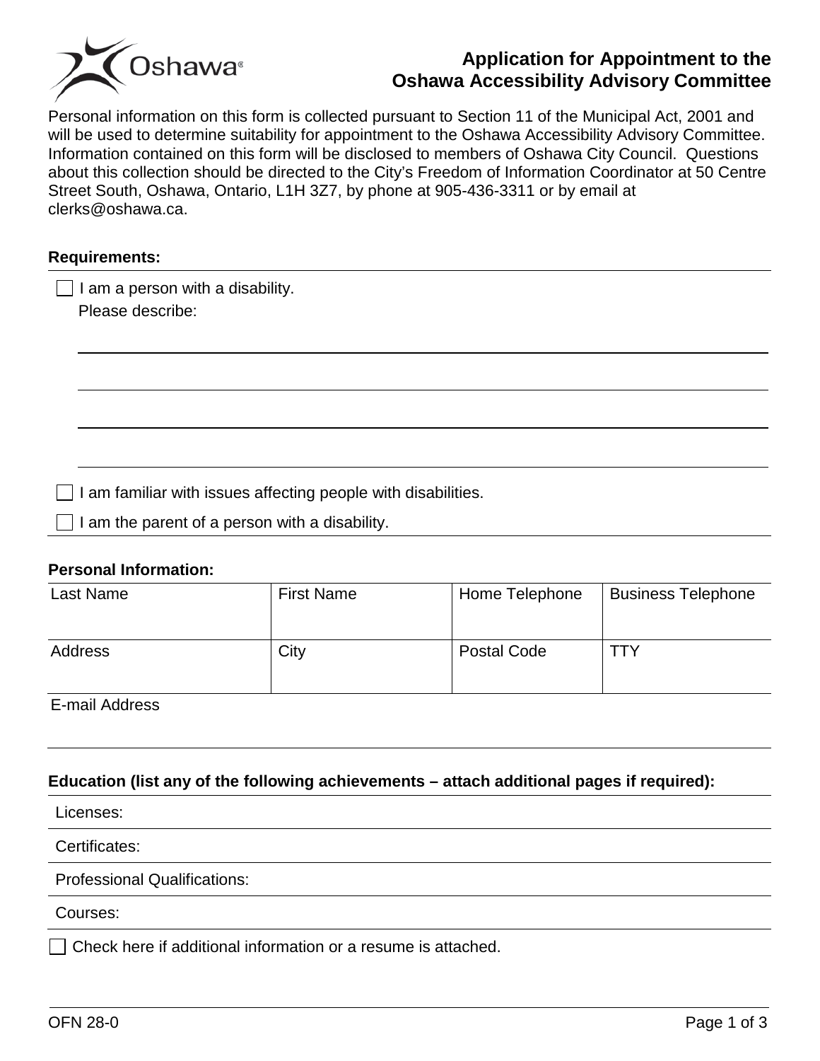# Application for Appointment to the Oshawa Accessibility Advisory Committee

Personal information on this form is collected pursuant to Section 11 of the Municipal Act, 2001 and will be used to determine suitability for appointment to the Oshawa Accessibility Advisory Committee. Information contained on this form will be disclosed to members of Oshawa City Council. Questions about this collection should be directed to the City's Freedom of Information Coordinator at 50 Centre Street South, Oshawa, Ontario, L1H 3Z7, by phone at 905-436-3311 or by email at clerks@oshawa.ca.

**Requirements:**

- [ ] I am a person with a disability.
  Please describe:

  ______________________________________________

  ______________________________________________

  ______________________________________________

  ______________________________________________

- [ ] I am familiar with issues affecting people with disabilities.
- [ ] I am the parent of a person with a disability.

**Personal Information:**

| Last Name | First Name | Home Telephone | Business Telephone |
|---|---|---|---|
| | | | |
| Address | City | Postal Code | TTY |
| | | | |

E-mail Address

**Education (list any of the following achievements – attach additional pages if required):**

Licenses:

Certificates:

Professional Qualifications:

Courses:

- [ ] Check here if additional information or a resume is attached.

OFN 28-0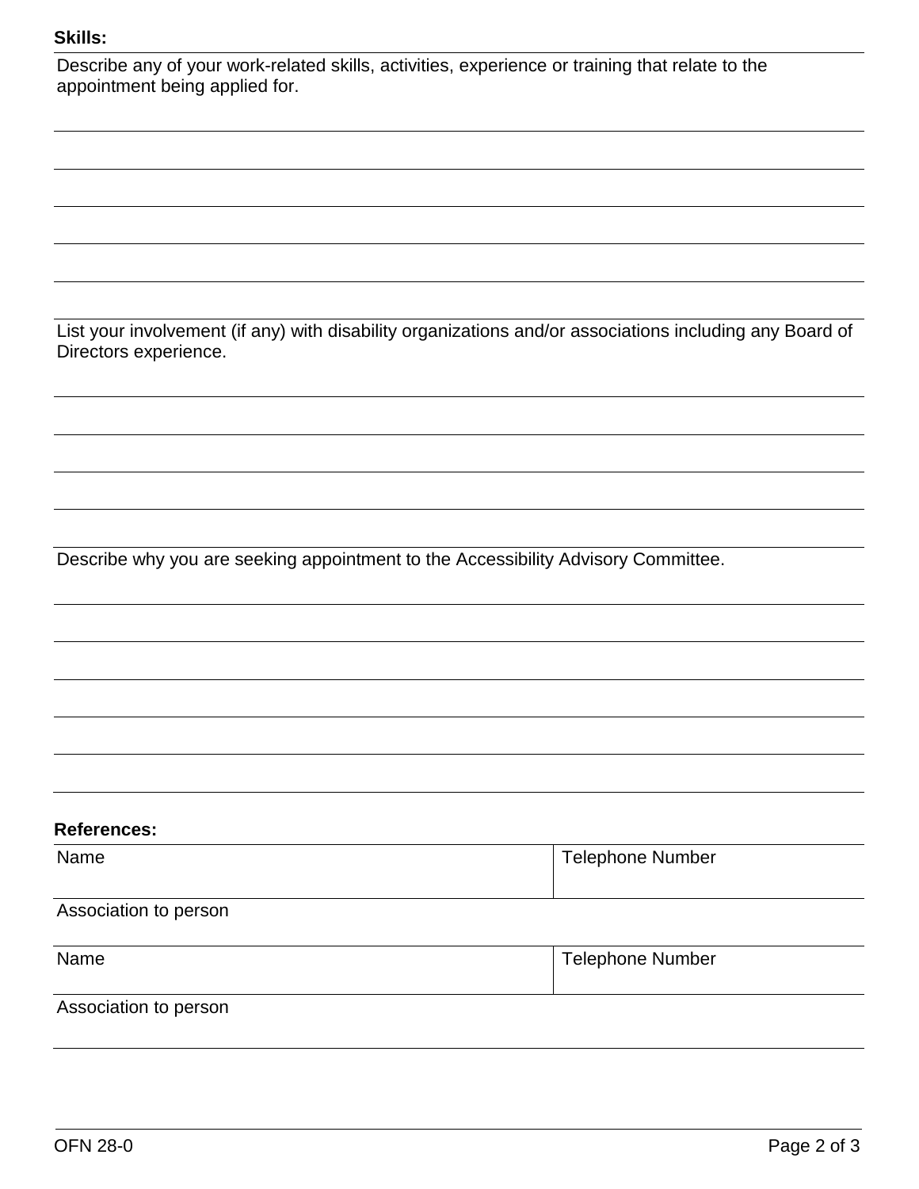**Skills:**

Describe any of your work-related skills, activities, experience or training that relate to the appointment being applied for.

List your involvement (if any) with disability organizations and/or associations including any Board of Directors experience.

Describe why you are seeking appointment to the Accessibility Advisory Committee.

**References:**

| Name | Telephone Number |
|---|---|
| Association to person | |
| Name | Telephone Number |
| Association to person | |

OFN 28-0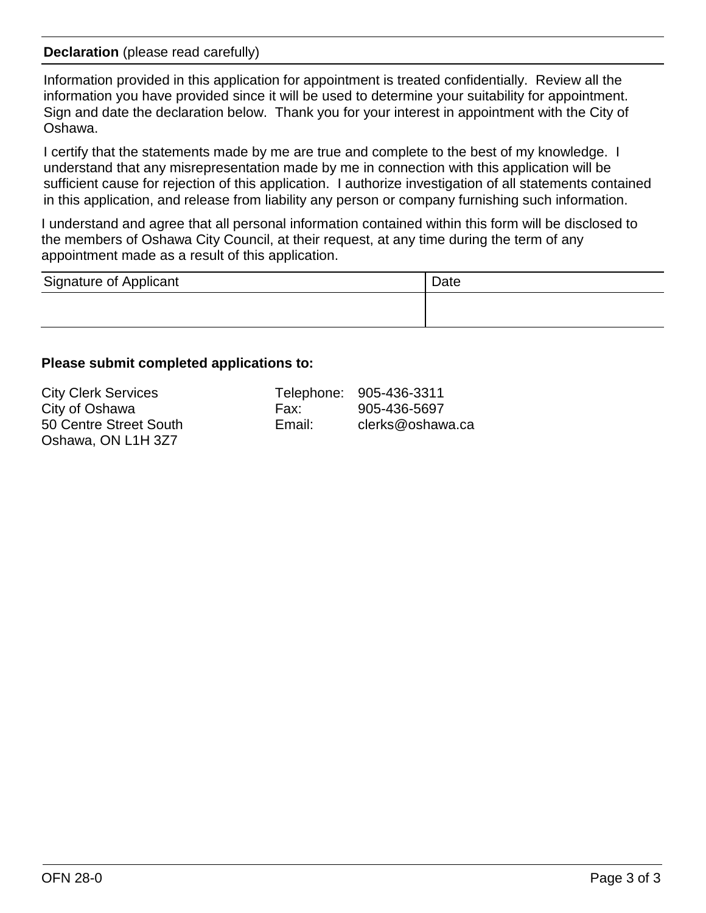**Declaration** (please read carefully)

Information provided in this application for appointment is treated confidentially. Review all the information you have provided since it will be used to determine your suitability for appointment. Sign and date the declaration below. Thank you for your interest in appointment with the City of Oshawa.

I certify that the statements made by me are true and complete to the best of my knowledge. I understand that any misrepresentation made by me in connection with this application will be sufficient cause for rejection of this application. I authorize investigation of all statements contained in this application, and release from liability any person or company furnishing such information.

I understand and agree that all personal information contained within this form will be disclosed to the members of Oshawa City Council, at their request, at any time during the term of any appointment made as a result of this application.

| Signature of Applicant | Date |
| --- | --- |
| | |

**Please submit completed applications to:**

City Clerk Services
City of Oshawa
50 Centre Street South
Oshawa, ON L1H 3Z7

Telephone: 905-436-3311
Fax: 905-436-5697
Email: clerks@oshawa.ca

OFN 28-0